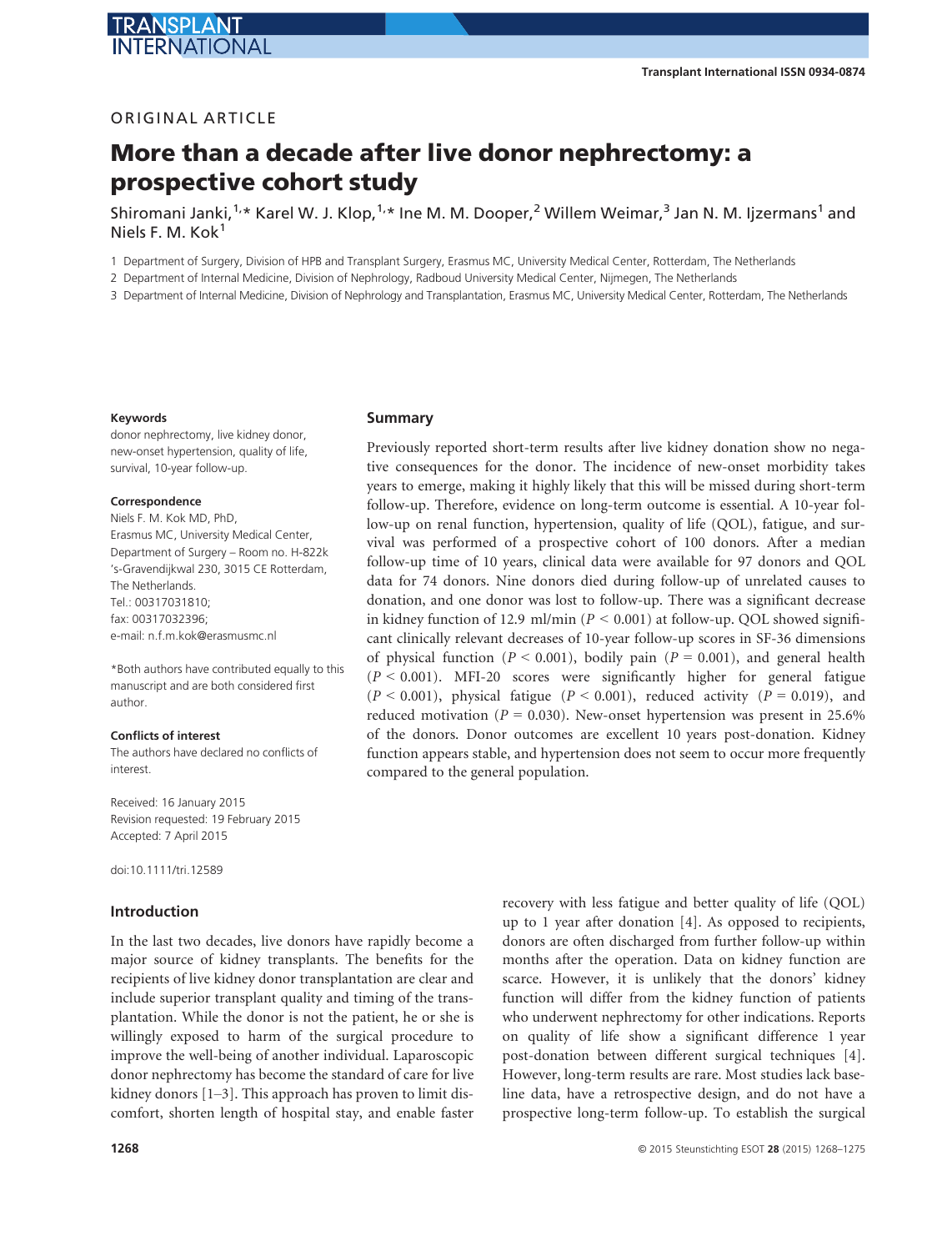ORIGINAL ARTICLE

# More than a decade after live donor nephrectomy: a prospective cohort study

Shiromani Janki,[1,*] Karel W. J. Klop,[1,*] Ine M. M. Dooper,[2] Willem Weimar,[3] Jan N. M. Ijzermans[1] and Niels F. M. Kok[1]

1 Department of Surgery, Division of HPB and Transplant Surgery, Erasmus MC, University Medical Center, Rotterdam, The Netherlands

2 Department of Internal Medicine, Division of Nephrology, Radboud University Medical Center, Nijmegen, The Netherlands

3 Department of Internal Medicine, Division of Nephrology and Transplantation, Erasmus MC, University Medical Center, Rotterdam, The Netherlands

**Keywords**

donor nephrectomy, live kidney donor, new-onset hypertension, quality of life, survival, 10-year follow-up.

**Correspondence**

Niels F. M. Kok MD, PhD,
Erasmus MC, University Medical Center,
Department of Surgery – Room no. H-822k
's-Gravendijkwal 230, 3015 CE Rotterdam,
The Netherlands.
Tel.: 00317031810;
fax: 00317032396;
e-mail: n.f.m.kok@erasmusmc.nl

*Both authors have contributed equally to this manuscript and are both considered first author.

**Conflicts of interest**

The authors have declared no conflicts of interest.

Received: 16 January 2015
Revision requested: 19 February 2015
Accepted: 7 April 2015

doi:10.1111/tri.12589

## Summary

Previously reported short-term results after live kidney donation show no negative consequences for the donor. The incidence of new-onset morbidity takes years to emerge, making it highly likely that this will be missed during short-term follow-up. Therefore, evidence on long-term outcome is essential. A 10-year follow-up on renal function, hypertension, quality of life (QOL), fatigue, and survival was performed of a prospective cohort of 100 donors. After a median follow-up time of 10 years, clinical data were available for 97 donors and QOL data for 74 donors. Nine donors died during follow-up of unrelated causes to donation, and one donor was lost to follow-up. There was a significant decrease in kidney function of 12.9 ml/min ($P < 0.001$) at follow-up. QOL showed significant clinically relevant decreases of 10-year follow-up scores in SF-36 dimensions of physical function ($P < 0.001$), bodily pain ($P = 0.001$), and general health ($P < 0.001$). MFI-20 scores were significantly higher for general fatigue ($P < 0.001$), physical fatigue ($P < 0.001$), reduced activity ($P = 0.019$), and reduced motivation ($P = 0.030$). New-onset hypertension was present in 25.6% of the donors. Donor outcomes are excellent 10 years post-donation. Kidney function appears stable, and hypertension does not seem to occur more frequently compared to the general population.

## Introduction

In the last two decades, live donors have rapidly become a major source of kidney transplants. The benefits for the recipients of live kidney donor transplantation are clear and include superior transplant quality and timing of the transplantation. While the donor is not the patient, he or she is willingly exposed to harm of the surgical procedure to improve the well-being of another individual. Laparoscopic donor nephrectomy has become the standard of care for live kidney donors [1–3]. This approach has proven to limit discomfort, shorten length of hospital stay, and enable faster recovery with less fatigue and better quality of life (QOL) up to 1 year after donation [4]. As opposed to recipients, donors are often discharged from further follow-up within months after the operation. Data on kidney function are scarce. However, it is unlikely that the donors' kidney function will differ from the kidney function of patients who underwent nephrectomy for other indications. Reports on quality of life show a significant difference 1 year post-donation between different surgical techniques [4]. However, long-term results are rare. Most studies lack baseline data, have a retrospective design, and do not have a prospective long-term follow-up. To establish the surgical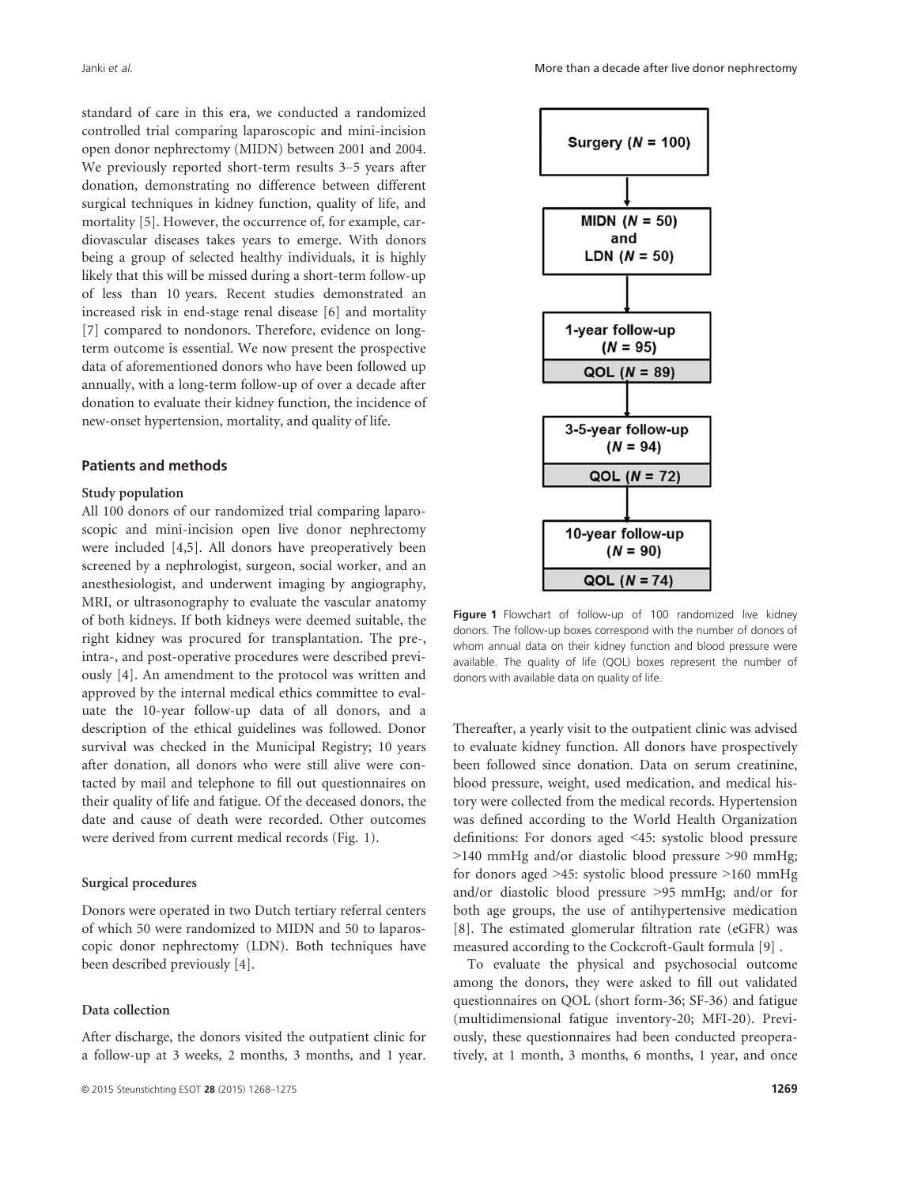standard of care in this era, we conducted a randomized controlled trial comparing laparoscopic and mini-incision open donor nephrectomy (MIDN) between 2001 and 2004. We previously reported short-term results 3–5 years after donation, demonstrating no difference between different surgical techniques in kidney function, quality of life, and mortality [5]. However, the occurrence of, for example, cardiovascular diseases takes years to emerge. With donors being a group of selected healthy individuals, it is highly likely that this will be missed during a short-term follow-up of less than 10 years. Recent studies demonstrated an increased risk in end-stage renal disease [6] and mortality [7] compared to nondonors. Therefore, evidence on long-term outcome is essential. We now present the prospective data of aforementioned donors who have been followed up annually, with a long-term follow-up of over a decade after donation to evaluate their kidney function, the incidence of new-onset hypertension, mortality, and quality of life.

## Patients and methods

### Study population

All 100 donors of our randomized trial comparing laparoscopic and mini-incision open live donor nephrectomy were included [4,5]. All donors have preoperatively been screened by a nephrologist, surgeon, social worker, and an anesthesiologist, and underwent imaging by angiography, MRI, or ultrasonography to evaluate the vascular anatomy of both kidneys. If both kidneys were deemed suitable, the right kidney was procured for transplantation. The pre-, intra-, and post-operative procedures were described previously [4]. An amendment to the protocol was written and approved by the internal medical ethics committee to evaluate the 10-year follow-up data of all donors, and a description of the ethical guidelines was followed. Donor survival was checked in the Municipal Registry; 10 years after donation, all donors who were still alive were contacted by mail and telephone to fill out questionnaires on their quality of life and fatigue. Of the deceased donors, the date and cause of death were recorded. Other outcomes were derived from current medical records (Fig. 1).

### Surgical procedures

Donors were operated in two Dutch tertiary referral centers of which 50 were randomized to MIDN and 50 to laparoscopic donor nephrectomy (LDN). Both techniques have been described previously [4].

### Data collection

After discharge, the donors visited the outpatient clinic for a follow-up at 3 weeks, 2 months, 3 months, and 1 year.

Surgery (*N* = 100)

MIDN (*N* = 50) and LDN (*N* = 50)

1-year follow-up (*N* = 95)
QOL (*N* = 89)

3-5-year follow-up (*N* = 94)
QOL (*N* = 72)

10-year follow-up (*N* = 90)
QOL (*N* = 74)

**Figure 1** Flowchart of follow-up of 100 randomized live kidney donors. The follow-up boxes correspond with the number of donors of whom annual data on their kidney function and blood pressure were available. The quality of life (QOL) boxes represent the number of donors with available data on quality of life.

Thereafter, a yearly visit to the outpatient clinic was advised to evaluate kidney function. All donors have prospectively been followed since donation. Data on serum creatinine, blood pressure, weight, used medication, and medical history were collected from the medical records. Hypertension was defined according to the World Health Organization definitions: For donors aged <45: systolic blood pressure >140 mmHg and/or diastolic blood pressure >90 mmHg; for donors aged >45: systolic blood pressure >160 mmHg and/or diastolic blood pressure >95 mmHg; and/or for both age groups, the use of antihypertensive medication [8]. The estimated glomerular filtration rate (eGFR) was measured according to the Cockcroft-Gault formula [9] .

To evaluate the physical and psychosocial outcome among the donors, they were asked to fill out validated questionnaires on QOL (short form-36; SF-36) and fatigue (multidimensional fatigue inventory-20; MFI-20). Previously, these questionnaires had been conducted preoperatively, at 1 month, 3 months, 6 months, 1 year, and once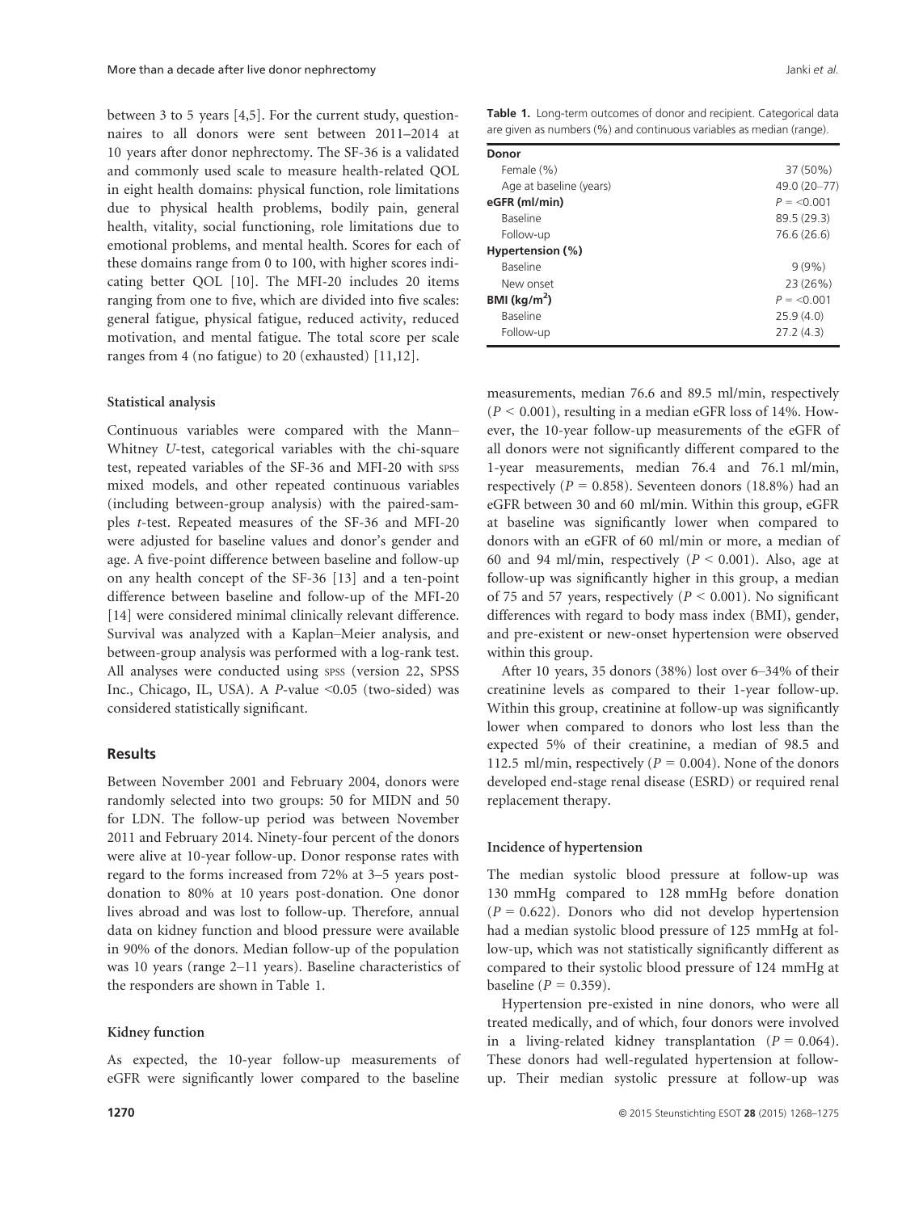between 3 to 5 years [4,5]. For the current study, questionnaires to all donors were sent between 2011–2014 at 10 years after donor nephrectomy. The SF-36 is a validated and commonly used scale to measure health-related QOL in eight health domains: physical function, role limitations due to physical health problems, bodily pain, general health, vitality, social functioning, role limitations due to emotional problems, and mental health. Scores for each of these domains range from 0 to 100, with higher scores indicating better QOL [10]. The MFI-20 includes 20 items ranging from one to five, which are divided into five scales: general fatigue, physical fatigue, reduced activity, reduced motivation, and mental fatigue. The total score per scale ranges from 4 (no fatigue) to 20 (exhausted) [11,12].

### Statistical analysis

Continuous variables were compared with the Mann–Whitney *U*-test, categorical variables with the chi-square test, repeated variables of the SF-36 and MFI-20 with SPSS mixed models, and other repeated continuous variables (including between-group analysis) with the paired-samples *t*-test. Repeated measures of the SF-36 and MFI-20 were adjusted for baseline values and donor's gender and age. A five-point difference between baseline and follow-up on any health concept of the SF-36 [13] and a ten-point difference between baseline and follow-up of the MFI-20 [14] were considered minimal clinically relevant difference. Survival was analyzed with a Kaplan–Meier analysis, and between-group analysis was performed with a log-rank test. All analyses were conducted using SPSS (version 22, SPSS Inc., Chicago, IL, USA). A *P*-value <0.05 (two-sided) was considered statistically significant.

## Results

Between November 2001 and February 2004, donors were randomly selected into two groups: 50 for MIDN and 50 for LDN. The follow-up period was between November 2011 and February 2014. Ninety-four percent of the donors were alive at 10-year follow-up. Donor response rates with regard to the forms increased from 72% at 3–5 years post-donation to 80% at 10 years post-donation. One donor lives abroad and was lost to follow-up. Therefore, annual data on kidney function and blood pressure were available in 90% of the donors. Median follow-up of the population was 10 years (range 2–11 years). Baseline characteristics of the responders are shown in Table 1.

**Table 1.** Long-term outcomes of donor and recipient. Categorical data are given as numbers (%) and continuous variables as median (range).

| **Donor** | |
|---|---|
| Female (%) | 37 (50%) |
| Age at baseline (years) | 49.0 (20–77) |
| **eGFR (ml/min)** | $P = <0.001$ |
| Baseline | 89.5 (29.3) |
| Follow-up | 76.6 (26.6) |
| **Hypertension (%)** | |
| Baseline | 9 (9%) |
| New onset | 23 (26%) |
| **BMI (kg/m$^2$)** | $P = <0.001$ |
| Baseline | 25.9 (4.0) |
| Follow-up | 27.2 (4.3) |

### Kidney function

As expected, the 10-year follow-up measurements of eGFR were significantly lower compared to the baseline measurements, median 76.6 and 89.5 ml/min, respectively ($P < 0.001$), resulting in a median eGFR loss of 14%. However, the 10-year follow-up measurements of the eGFR of all donors were not significantly different compared to the 1-year measurements, median 76.4 and 76.1 ml/min, respectively ($P = 0.858$). Seventeen donors (18.8%) had an eGFR between 30 and 60 ml/min. Within this group, eGFR at baseline was significantly lower when compared to donors with an eGFR of 60 ml/min or more, a median of 60 and 94 ml/min, respectively ($P < 0.001$). Also, age at follow-up was significantly higher in this group, a median of 75 and 57 years, respectively ($P < 0.001$). No significant differences with regard to body mass index (BMI), gender, and pre-existent or new-onset hypertension were observed within this group.

After 10 years, 35 donors (38%) lost over 6–34% of their creatinine levels as compared to their 1-year follow-up. Within this group, creatinine at follow-up was significantly lower when compared to donors who lost less than the expected 5% of their creatinine, a median of 98.5 and 112.5 ml/min, respectively ($P = 0.004$). None of the donors developed end-stage renal disease (ESRD) or required renal replacement therapy.

### Incidence of hypertension

The median systolic blood pressure at follow-up was 130 mmHg compared to 128 mmHg before donation ($P = 0.622$). Donors who did not develop hypertension had a median systolic blood pressure of 125 mmHg at follow-up, which was not statistically significantly different as compared to their systolic blood pressure of 124 mmHg at baseline ($P = 0.359$).

Hypertension pre-existed in nine donors, who were all treated medically, and of which, four donors were involved in a living-related kidney transplantation ($P = 0.064$). These donors had well-regulated hypertension at follow-up. Their median systolic pressure at follow-up was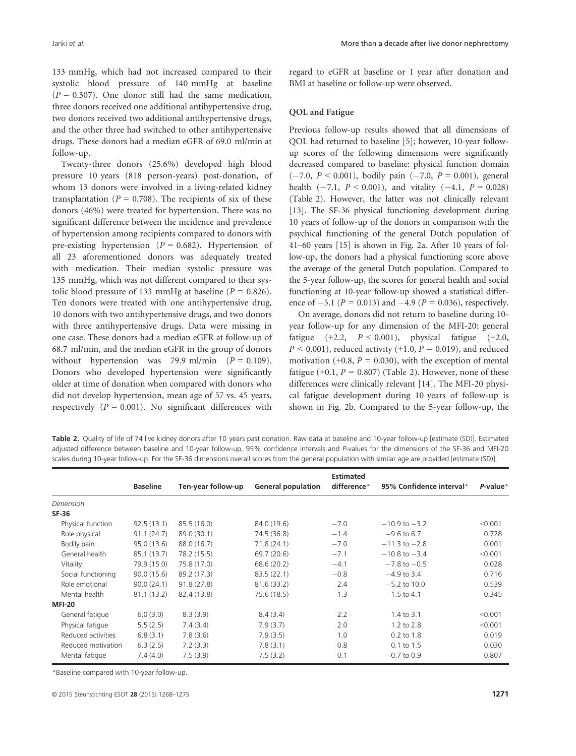133 mmHg, which had not increased compared to their systolic blood pressure of 140 mmHg at baseline ($P = 0.307$). One donor still had the same medication, three donors received one additional antihypertensive drug, two donors received two additional antihypertensive drugs, and the other three had switched to other antihypertensive drugs. These donors had a median eGFR of 69.0 ml/min at follow-up.

Twenty-three donors (25.6%) developed high blood pressure 10 years (818 person-years) post-donation, of whom 13 donors were involved in a living-related kidney transplantation ($P = 0.708$). The recipients of six of these donors (46%) were treated for hypertension. There was no significant difference between the incidence and prevalence of hypertension among recipients compared to donors with pre-existing hypertension ($P = 0.682$). Hypertension of all 23 aforementioned donors was adequately treated with medication. Their median systolic pressure was 135 mmHg, which was not different compared to their systolic blood pressure of 133 mmHg at baseline ($P = 0.826$). Ten donors were treated with one antihypertensive drug, 10 donors with two antihypertensive drugs, and two donors with three antihypertensive drugs. Data were missing in one case. These donors had a median eGFR at follow-up of 68.7 ml/min, and the median eGFR in the group of donors without hypertension was 79.9 ml/min ($P = 0.109$). Donors who developed hypertension were significantly older at time of donation when compared with donors who did not develop hypertension, mean age of 57 vs. 45 years, respectively ($P = 0.001$). No significant differences with regard to eGFR at baseline or 1 year after donation and BMI at baseline or follow-up were observed.

### QOL and Fatigue

Previous follow-up results showed that all dimensions of QOL had returned to baseline [5]; however, 10-year follow-up scores of the following dimensions were significantly decreased compared to baseline: physical function domain (−7.0, $P < 0.001$), bodily pain (−7.0, $P = 0.001$), general health (−7.1, $P < 0.001$), and vitality (−4.1, $P = 0.028$) (Table 2). However, the latter was not clinically relevant [13]. The SF-36 physical functioning development during 10 years of follow-up of the donors in comparison with the psychical functioning of the general Dutch population of 41–60 years [15] is shown in Fig. 2a. After 10 years of follow-up, the donors had a physical functioning score above the average of the general Dutch population. Compared to the 5-year follow-up, the scores for general health and social functioning at 10-year follow-up showed a statistical difference of −5.1 ($P = 0.013$) and −4.9 ($P = 0.036$), respectively.

On average, donors did not return to baseline during 10-year follow-up for any dimension of the MFI-20: general fatigue (+2.2, $P < 0.001$), physical fatigue (+2.0, $P < 0.001$), reduced activity (+1.0, $P = 0.019$), and reduced motivation (+0.8, $P = 0.030$), with the exception of mental fatigue (+0.1, $P = 0.807$) (Table 2). However, none of these differences were clinically relevant [14]. The MFI-20 physical fatigue development during 10 years of follow-up is shown in Fig. 2b. Compared to the 5-year follow-up, the

**Table 2.** Quality of life of 74 live kidney donors after 10 years past donation. Raw data at baseline and 10-year follow-up [estimate (SD)]. Estimated adjusted difference between baseline and 10-year follow-up, 95% confidence intervals and *P*-values for the dimensions of the SF-36 and MFI-20 scales during 10-year follow-up. For the SF-36 dimensions overall scores from the general population with similar age are provided [estimate (SD)].

| | Baseline | Ten-year follow-up | General population | Estimated difference* | 95% Confidence interval* | *P*-value* |
|---|---|---|---|---|---|---|
| *Dimension* | | | | | | |
| **SF-36** | | | | | | |
| Physical function | 92.5 (13.1) | 85.5 (16.0) | 84.0 (19.6) | −7.0 | −10.9 to −3.2 | <0.001 |
| Role physical | 91.1 (24.7) | 89.0 (30.1) | 74.5 (36.8) | −1.4 | −9.6 to 6.7 | 0.728 |
| Bodily pain | 95.0 (13.6) | 88.0 (16.7) | 71.8 (24.1) | −7.0 | −11.3 to −2.8 | 0.001 |
| General health | 85.1 (13.7) | 78.2 (15.5) | 69.7 (20.6) | −7.1 | −10.8 to −3.4 | <0.001 |
| Vitality | 79.9 (15.0) | 75.8 (17.0) | 68.6 (20.2) | −4.1 | −7.8 to −0.5 | 0.028 |
| Social functioning | 90.0 (15.6) | 89.2 (17.3) | 83.5 (22.1) | −0.8 | −4.9 to 3.4 | 0.716 |
| Role emotional | 90.0 (24.1) | 91.8 (27.8) | 81.6 (33.2) | 2.4 | −5.2 to 10.0 | 0.539 |
| Mental health | 81.1 (13.2) | 82.4 (13.8) | 75.6 (18.5) | 1.3 | −1.5 to 4.1 | 0.345 |
| **MFI-20** | | | | | | |
| General fatigue | 6.0 (3.0) | 8.3 (3.9) | 8.4 (3.4) | 2.2 | 1.4 to 3.1 | <0.001 |
| Physical fatigue | 5.5 (2.5) | 7.4 (3.4) | 7.9 (3.7) | 2.0 | 1.2 to 2.8 | <0.001 |
| Reduced activities | 6.8 (3.1) | 7.8 (3.6) | 7.9 (3.5) | 1.0 | 0.2 to 1.8 | 0.019 |
| Reduced motivation | 6.3 (2.5) | 7.2 (3.3) | 7.8 (3.1) | 0.8 | 0.1 to 1.5 | 0.030 |
| Mental fatigue | 7.4 (4.0) | 7.5 (3.9) | 7.5 (3.2) | 0.1 | −0.7 to 0.9 | 0.807 |

*Baseline compared with 10-year follow-up.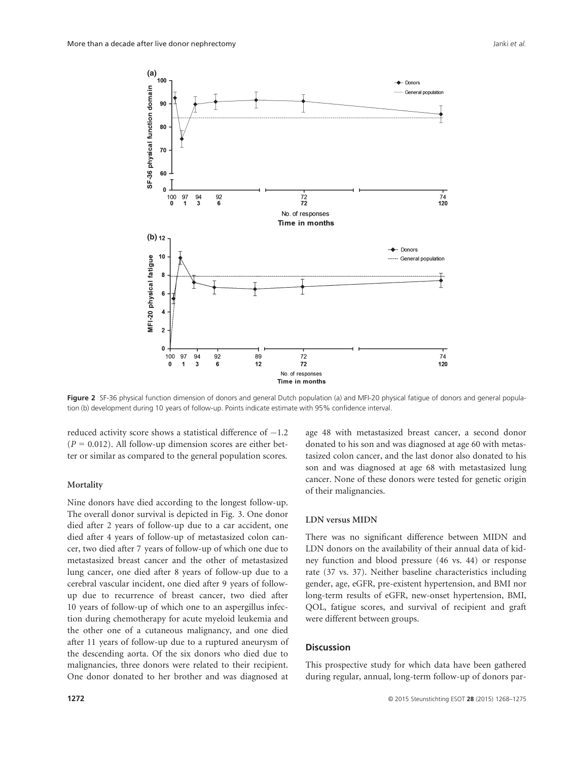Figure 2 SF-36 physical function dimension of donors and general Dutch population (a) and MFI-20 physical fatigue of donors and general population (b) development during 10 years of follow-up. Points indicate estimate with 95% confidence interval.

reduced activity score shows a statistical difference of −1.2 ($P = 0.012$). All follow-up dimension scores are either better or similar as compared to the general population scores.

### Mortality

Nine donors have died according to the longest follow-up. The overall donor survival is depicted in Fig. 3. One donor died after 2 years of follow-up due to a car accident, one died after 4 years of follow-up of metastasized colon cancer, two died after 7 years of follow-up of which one due to metastasized breast cancer and the other of metastasized lung cancer, one died after 8 years of follow-up due to a cerebral vascular incident, one died after 9 years of follow-up due to recurrence of breast cancer, two died after 10 years of follow-up of which one to an aspergillus infection during chemotherapy for acute myeloid leukemia and the other one of a cutaneous malignancy, and one died after 11 years of follow-up due to a ruptured aneurysm of the descending aorta. Of the six donors who died due to malignancies, three donors were related to their recipient. One donor donated to her brother and was diagnosed at age 48 with metastasized breast cancer, a second donor donated to his son and was diagnosed at age 60 with metastasized colon cancer, and the last donor also donated to his son and was diagnosed at age 68 with metastasized lung cancer. None of these donors were tested for genetic origin of their malignancies.

### LDN versus MIDN

There was no significant difference between MIDN and LDN donors on the availability of their annual data of kidney function and blood pressure (46 vs. 44) or response rate (37 vs. 37). Neither baseline characteristics including gender, age, eGFR, pre-existent hypertension, and BMI nor long-term results of eGFR, new-onset hypertension, BMI, QOL, fatigue scores, and survival of recipient and graft were different between groups.

## Discussion

This prospective study for which data have been gathered during regular, annual, long-term follow-up of donors par-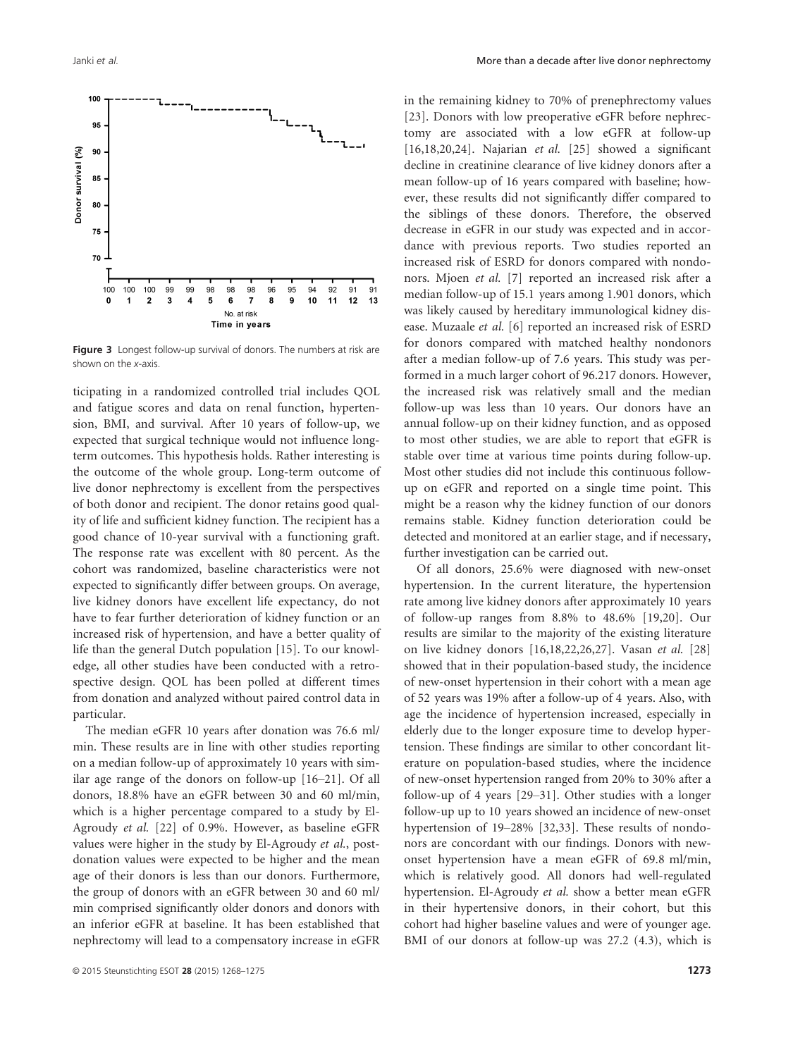**Figure 3** Longest follow-up survival of donors. The numbers at risk are shown on the *x*-axis.

ticipating in a randomized controlled trial includes QOL and fatigue scores and data on renal function, hypertension, BMI, and survival. After 10 years of follow-up, we expected that surgical technique would not influence long-term outcomes. This hypothesis holds. Rather interesting is the outcome of the whole group. Long-term outcome of live donor nephrectomy is excellent from the perspectives of both donor and recipient. The donor retains good quality of life and sufficient kidney function. The recipient has a good chance of 10-year survival with a functioning graft. The response rate was excellent with 80 percent. As the cohort was randomized, baseline characteristics were not expected to significantly differ between groups. On average, live kidney donors have excellent life expectancy, do not have to fear further deterioration of kidney function or an increased risk of hypertension, and have a better quality of life than the general Dutch population [15]. To our knowledge, all other studies have been conducted with a retrospective design. QOL has been polled at different times from donation and analyzed without paired control data in particular.

The median eGFR 10 years after donation was 76.6 ml/min. These results are in line with other studies reporting on a median follow-up of approximately 10 years with similar age range of the donors on follow-up [16–21]. Of all donors, 18.8% have an eGFR between 30 and 60 ml/min, which is a higher percentage compared to a study by El-Agroudy *et al.* [22] of 0.9%. However, as baseline eGFR values were higher in the study by El-Agroudy *et al.*, post-donation values were expected to be higher and the mean age of their donors is less than our donors. Furthermore, the group of donors with an eGFR between 30 and 60 ml/min comprised significantly older donors and donors with an inferior eGFR at baseline. It has been established that nephrectomy will lead to a compensatory increase in eGFR in the remaining kidney to 70% of prenephrectomy values [23]. Donors with low preoperative eGFR before nephrectomy are associated with a low eGFR at follow-up [16,18,20,24]. Najarian *et al.* [25] showed a significant decline in creatinine clearance of live kidney donors after a mean follow-up of 16 years compared with baseline; however, these results did not significantly differ compared to the siblings of these donors. Therefore, the observed decrease in eGFR in our study was expected and in accordance with previous reports. Two studies reported an increased risk of ESRD for donors compared with nondonors. Mjoen *et al.* [7] reported an increased risk after a median follow-up of 15.1 years among 1.901 donors, which was likely caused by hereditary immunological kidney disease. Muzaale *et al.* [6] reported an increased risk of ESRD for donors compared with matched healthy nondonors after a median follow-up of 7.6 years. This study was performed in a much larger cohort of 96.217 donors. However, the increased risk was relatively small and the median follow-up was less than 10 years. Our donors have an annual follow-up on their kidney function, and as opposed to most other studies, we are able to report that eGFR is stable over time at various time points during follow-up. Most other studies did not include this continuous follow-up on eGFR and reported on a single time point. This might be a reason why the kidney function of our donors remains stable. Kidney function deterioration could be detected and monitored at an earlier stage, and if necessary, further investigation can be carried out.

Of all donors, 25.6% were diagnosed with new-onset hypertension. In the current literature, the hypertension rate among live kidney donors after approximately 10 years of follow-up ranges from 8.8% to 48.6% [19,20]. Our results are similar to the majority of the existing literature on live kidney donors [16,18,22,26,27]. Vasan *et al.* [28] showed that in their population-based study, the incidence of new-onset hypertension in their cohort with a mean age of 52 years was 19% after a follow-up of 4 years. Also, with age the incidence of hypertension increased, especially in elderly due to the longer exposure time to develop hypertension. These findings are similar to other concordant literature on population-based studies, where the incidence of new-onset hypertension ranged from 20% to 30% after a follow-up of 4 years [29–31]. Other studies with a longer follow-up up to 10 years showed an incidence of new-onset hypertension of 19–28% [32,33]. These results of nondonors are concordant with our findings. Donors with new-onset hypertension have a mean eGFR of 69.8 ml/min, which is relatively good. All donors had well-regulated hypertension. El-Agroudy *et al.* show a better mean eGFR in their hypertensive donors, in their cohort, but this cohort had higher baseline values and were of younger age. BMI of our donors at follow-up was 27.2 (4.3), which is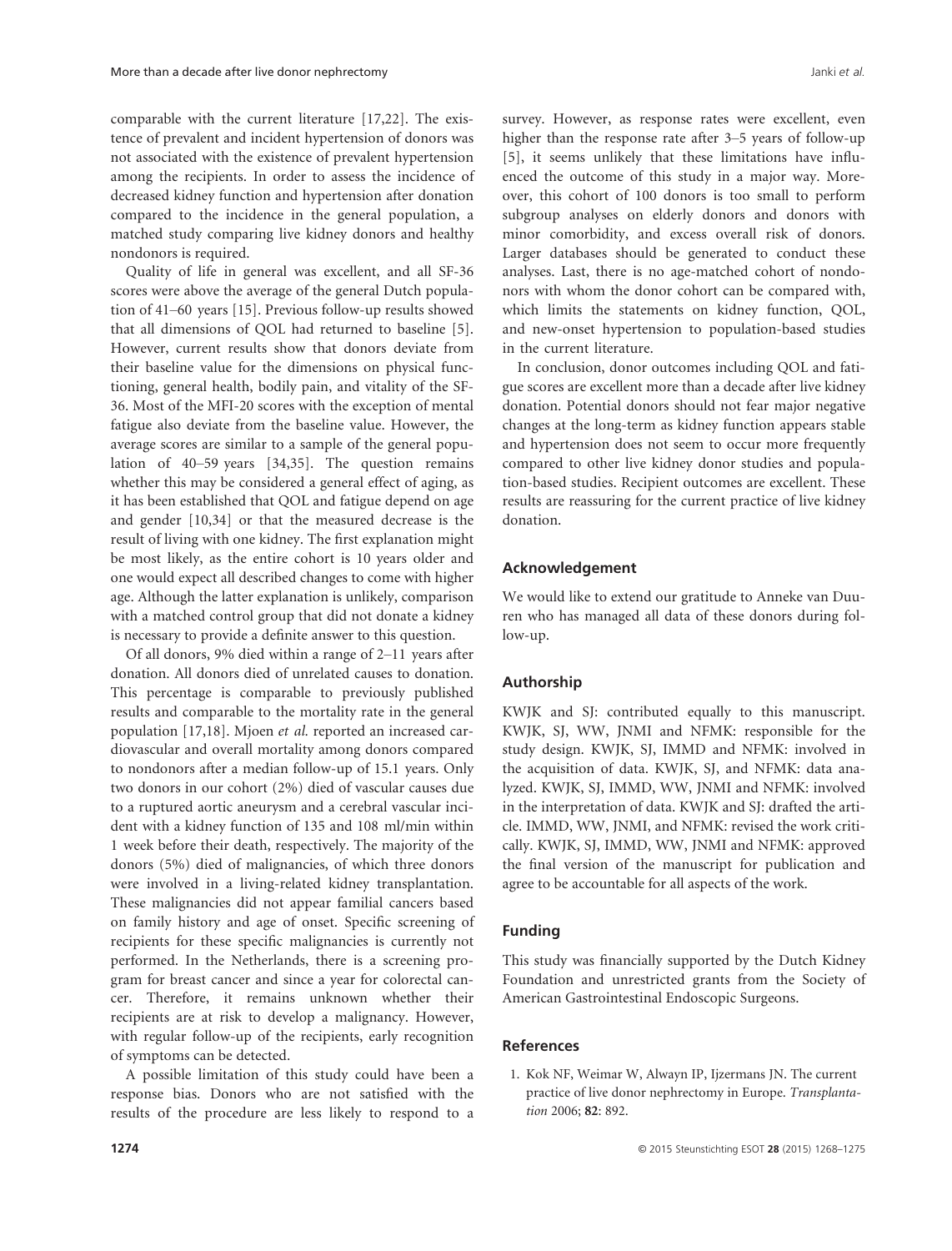comparable with the current literature [17,22]. The existence of prevalent and incident hypertension of donors was not associated with the existence of prevalent hypertension among the recipients. In order to assess the incidence of decreased kidney function and hypertension after donation compared to the incidence in the general population, a matched study comparing live kidney donors and healthy nondonors is required.

Quality of life in general was excellent, and all SF-36 scores were above the average of the general Dutch population of 41–60 years [15]. Previous follow-up results showed that all dimensions of QOL had returned to baseline [5]. However, current results show that donors deviate from their baseline value for the dimensions on physical functioning, general health, bodily pain, and vitality of the SF-36. Most of the MFI-20 scores with the exception of mental fatigue also deviate from the baseline value. However, the average scores are similar to a sample of the general population of 40–59 years [34,35]. The question remains whether this may be considered a general effect of aging, as it has been established that QOL and fatigue depend on age and gender [10,34] or that the measured decrease is the result of living with one kidney. The first explanation might be most likely, as the entire cohort is 10 years older and one would expect all described changes to come with higher age. Although the latter explanation is unlikely, comparison with a matched control group that did not donate a kidney is necessary to provide a definite answer to this question.

Of all donors, 9% died within a range of 2–11 years after donation. All donors died of unrelated causes to donation. This percentage is comparable to previously published results and comparable to the mortality rate in the general population [17,18]. Mjoen *et al.* reported an increased cardiovascular and overall mortality among donors compared to nondonors after a median follow-up of 15.1 years. Only two donors in our cohort (2%) died of vascular causes due to a ruptured aortic aneurysm and a cerebral vascular incident with a kidney function of 135 and 108 ml/min within 1 week before their death, respectively. The majority of the donors (5%) died of malignancies, of which three donors were involved in a living-related kidney transplantation. These malignancies did not appear familial cancers based on family history and age of onset. Specific screening of recipients for these specific malignancies is currently not performed. In the Netherlands, there is a screening program for breast cancer and since a year for colorectal cancer. Therefore, it remains unknown whether their recipients are at risk to develop a malignancy. However, with regular follow-up of the recipients, early recognition of symptoms can be detected.

A possible limitation of this study could have been a response bias. Donors who are not satisfied with the results of the procedure are less likely to respond to a survey. However, as response rates were excellent, even higher than the response rate after 3–5 years of follow-up [5], it seems unlikely that these limitations have influenced the outcome of this study in a major way. Moreover, this cohort of 100 donors is too small to perform subgroup analyses on elderly donors and donors with minor comorbidity, and excess overall risk of donors. Larger databases should be generated to conduct these analyses. Last, there is no age-matched cohort of nondonors with whom the donor cohort can be compared with, which limits the statements on kidney function, QOL, and new-onset hypertension to population-based studies in the current literature.

In conclusion, donor outcomes including QOL and fatigue scores are excellent more than a decade after live kidney donation. Potential donors should not fear major negative changes at the long-term as kidney function appears stable and hypertension does not seem to occur more frequently compared to other live kidney donor studies and population-based studies. Recipient outcomes are excellent. These results are reassuring for the current practice of live kidney donation.

## Acknowledgement

We would like to extend our gratitude to Anneke van Duuren who has managed all data of these donors during follow-up.

## Authorship

KWJK and SJ: contributed equally to this manuscript. KWJK, SJ, WW, JNMI and NFMK: responsible for the study design. KWJK, SJ, IMMD and NFMK: involved in the acquisition of data. KWJK, SJ, and NFMK: data analyzed. KWJK, SJ, IMMD, WW, JNMI and NFMK: involved in the interpretation of data. KWJK and SJ: drafted the article. IMMD, WW, JNMI, and NFMK: revised the work critically. KWJK, SJ, IMMD, WW, JNMI and NFMK: approved the final version of the manuscript for publication and agree to be accountable for all aspects of the work.

## Funding

This study was financially supported by the Dutch Kidney Foundation and unrestricted grants from the Society of American Gastrointestinal Endoscopic Surgeons.

## References

1. Kok NF, Weimar W, Alwayn IP, Ijzermans JN. The current practice of live donor nephrectomy in Europe. *Transplantation* 2006; **82**: 892.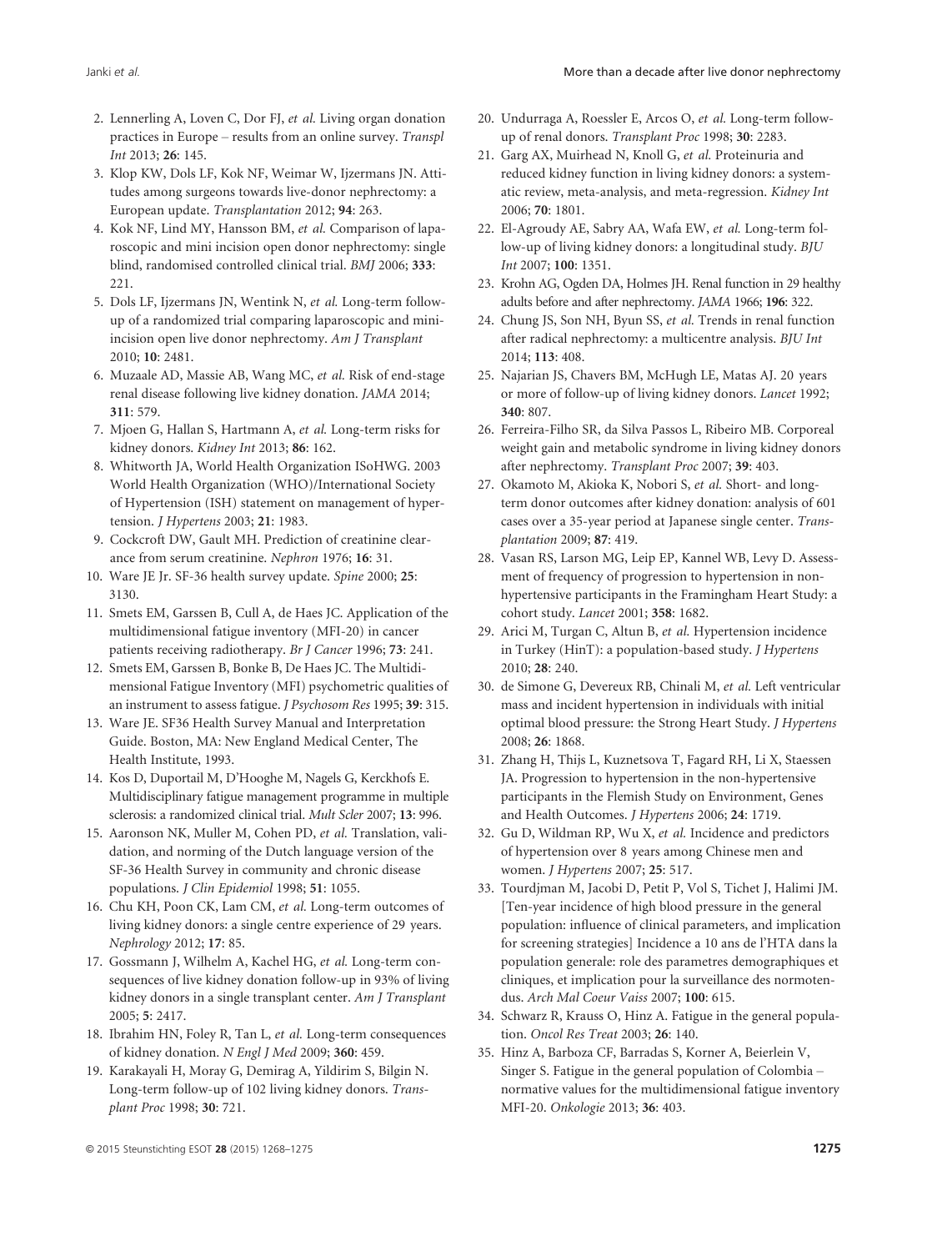2. Lennerling A, Loven C, Dor FJ, *et al.* Living organ donation practices in Europe – results from an online survey. *Transpl Int* 2013; **26**: 145.
3. Klop KW, Dols LF, Kok NF, Weimar W, Ijzermans JN. Attitudes among surgeons towards live-donor nephrectomy: a European update. *Transplantation* 2012; **94**: 263.
4. Kok NF, Lind MY, Hansson BM, *et al.* Comparison of laparoscopic and mini incision open donor nephrectomy: single blind, randomised controlled clinical trial. *BMJ* 2006; **333**: 221.
5. Dols LF, Ijzermans JN, Wentink N, *et al.* Long-term follow-up of a randomized trial comparing laparoscopic and mini-incision open live donor nephrectomy. *Am J Transplant* 2010; **10**: 2481.
6. Muzaale AD, Massie AB, Wang MC, *et al.* Risk of end-stage renal disease following live kidney donation. *JAMA* 2014; **311**: 579.
7. Mjoen G, Hallan S, Hartmann A, *et al.* Long-term risks for kidney donors. *Kidney Int* 2013; **86**: 162.
8. Whitworth JA, World Health Organization ISoHWG. 2003 World Health Organization (WHO)/International Society of Hypertension (ISH) statement on management of hypertension. *J Hypertens* 2003; **21**: 1983.
9. Cockcroft DW, Gault MH. Prediction of creatinine clearance from serum creatinine. *Nephron* 1976; **16**: 31.
10. Ware JE Jr. SF-36 health survey update. *Spine* 2000; **25**: 3130.
11. Smets EM, Garssen B, Cull A, de Haes JC. Application of the multidimensional fatigue inventory (MFI-20) in cancer patients receiving radiotherapy. *Br J Cancer* 1996; **73**: 241.
12. Smets EM, Garssen B, Bonke B, De Haes JC. The Multidimensional Fatigue Inventory (MFI) psychometric qualities of an instrument to assess fatigue. *J Psychosom Res* 1995; **39**: 315.
13. Ware JE. SF36 Health Survey Manual and Interpretation Guide. Boston, MA: New England Medical Center, The Health Institute, 1993.
14. Kos D, Duportail M, D'Hooghe M, Nagels G, Kerckhofs E. Multidisciplinary fatigue management programme in multiple sclerosis: a randomized clinical trial. *Mult Scler* 2007; **13**: 996.
15. Aaronson NK, Muller M, Cohen PD, *et al.* Translation, validation, and norming of the Dutch language version of the SF-36 Health Survey in community and chronic disease populations. *J Clin Epidemiol* 1998; **51**: 1055.
16. Chu KH, Poon CK, Lam CM, *et al.* Long-term outcomes of living kidney donors: a single centre experience of 29 years. *Nephrology* 2012; **17**: 85.
17. Gossmann J, Wilhelm A, Kachel HG, *et al.* Long-term consequences of live kidney donation follow-up in 93% of living kidney donors in a single transplant center. *Am J Transplant* 2005; **5**: 2417.
18. Ibrahim HN, Foley R, Tan L, *et al.* Long-term consequences of kidney donation. *N Engl J Med* 2009; **360**: 459.
19. Karakayali H, Moray G, Demirag A, Yildirim S, Bilgin N. Long-term follow-up of 102 living kidney donors. *Transplant Proc* 1998; **30**: 721.
20. Undurraga A, Roessler E, Arcos O, *et al.* Long-term follow-up of renal donors. *Transplant Proc* 1998; **30**: 2283.
21. Garg AX, Muirhead N, Knoll G, *et al.* Proteinuria and reduced kidney function in living kidney donors: a systematic review, meta-analysis, and meta-regression. *Kidney Int* 2006; **70**: 1801.
22. El-Agroudy AE, Sabry AA, Wafa EW, *et al.* Long-term follow-up of living kidney donors: a longitudinal study. *BJU Int* 2007; **100**: 1351.
23. Krohn AG, Ogden DA, Holmes JH. Renal function in 29 healthy adults before and after nephrectomy. *JAMA* 1966; **196**: 322.
24. Chung JS, Son NH, Byun SS, *et al.* Trends in renal function after radical nephrectomy: a multicentre analysis. *BJU Int* 2014; **113**: 408.
25. Najarian JS, Chavers BM, McHugh LE, Matas AJ. 20 years or more of follow-up of living kidney donors. *Lancet* 1992; **340**: 807.
26. Ferreira-Filho SR, da Silva Passos L, Ribeiro MB. Corporeal weight gain and metabolic syndrome in living kidney donors after nephrectomy. *Transplant Proc* 2007; **39**: 403.
27. Okamoto M, Akioka K, Nobori S, *et al.* Short- and long-term donor outcomes after kidney donation: analysis of 601 cases over a 35-year period at Japanese single center. *Transplantation* 2009; **87**: 419.
28. Vasan RS, Larson MG, Leip EP, Kannel WB, Levy D. Assessment of frequency of progression to hypertension in non-hypertensive participants in the Framingham Heart Study: a cohort study. *Lancet* 2001; **358**: 1682.
29. Arici M, Turgan C, Altun B, *et al.* Hypertension incidence in Turkey (HinT): a population-based study. *J Hypertens* 2010; **28**: 240.
30. de Simone G, Devereux RB, Chinali M, *et al.* Left ventricular mass and incident hypertension in individuals with initial optimal blood pressure: the Strong Heart Study. *J Hypertens* 2008; **26**: 1868.
31. Zhang H, Thijs L, Kuznetsova T, Fagard RH, Li X, Staessen JA. Progression to hypertension in the non-hypertensive participants in the Flemish Study on Environment, Genes and Health Outcomes. *J Hypertens* 2006; **24**: 1719.
32. Gu D, Wildman RP, Wu X, *et al.* Incidence and predictors of hypertension over 8 years among Chinese men and women. *J Hypertens* 2007; **25**: 517.
33. Tourdjman M, Jacobi D, Petit P, Vol S, Tichet J, Halimi JM. [Ten-year incidence of high blood pressure in the general population: influence of clinical parameters, and implication for screening strategies] Incidence a 10 ans de l'HTA dans la population generale: role des parametres demographiques et cliniques, et implication pour la surveillance des normotendus. *Arch Mal Coeur Vaiss* 2007; **100**: 615.
34. Schwarz R, Krauss O, Hinz A. Fatigue in the general population. *Oncol Res Treat* 2003; **26**: 140.
35. Hinz A, Barboza CF, Barradas S, Korner A, Beierlein V, Singer S. Fatigue in the general population of Colombia – normative values for the multidimensional fatigue inventory MFI-20. *Onkologie* 2013; **36**: 403.